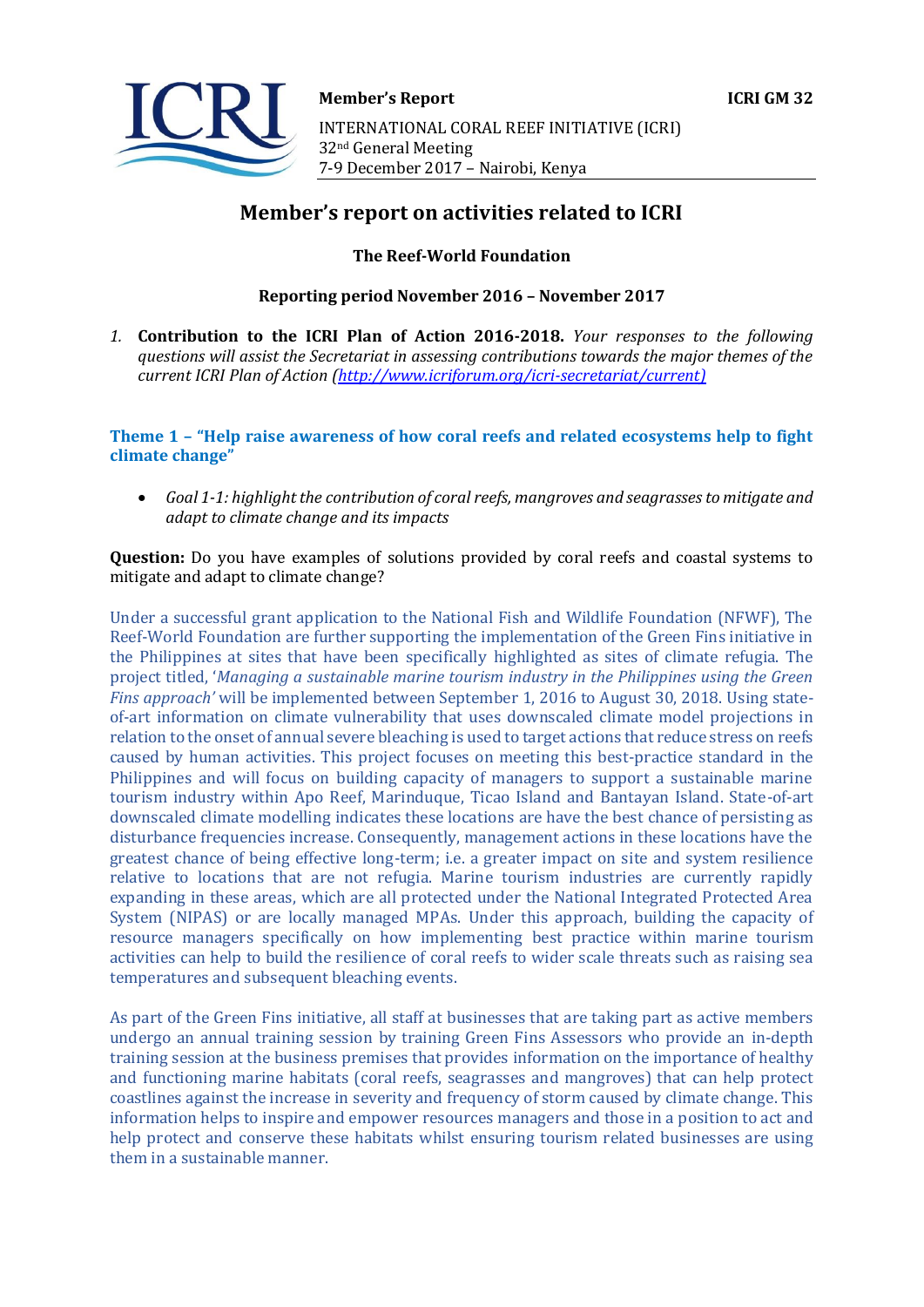**Member's Report** **ICRI GM 32**

INTERNATIONAL CORAL REEF INITIATIVE (ICRI)
32nd General Meeting
7-9 December 2017 – Nairobi, Kenya

# Member's report on activities related to ICRI

**The Reef-World Foundation**

**Reporting period November 2016 – November 2017**

*1.* **Contribution to the ICRI Plan of Action 2016-2018.** *Your responses to the following questions will assist the Secretariat in assessing contributions towards the major themes of the current ICRI Plan of Action (http://www.icriforum.org/icri-secretariat/current)*

## Theme 1 – "Help raise awareness of how coral reefs and related ecosystems help to fight climate change"

- *Goal 1-1: highlight the contribution of coral reefs, mangroves and seagrasses to mitigate and adapt to climate change and its impacts*

**Question:** Do you have examples of solutions provided by coral reefs and coastal systems to mitigate and adapt to climate change?

Under a successful grant application to the National Fish and Wildlife Foundation (NFWF), The Reef-World Foundation are further supporting the implementation of the Green Fins initiative in the Philippines at sites that have been specifically highlighted as sites of climate refugia. The project titled, '*Managing a sustainable marine tourism industry in the Philippines using the Green Fins approach'* will be implemented between September 1, 2016 to August 30, 2018. Using state-of-art information on climate vulnerability that uses downscaled climate model projections in relation to the onset of annual severe bleaching is used to target actions that reduce stress on reefs caused by human activities. This project focuses on meeting this best-practice standard in the Philippines and will focus on building capacity of managers to support a sustainable marine tourism industry within Apo Reef, Marinduque, Ticao Island and Bantayan Island. State-of-art downscaled climate modelling indicates these locations are have the best chance of persisting as disturbance frequencies increase. Consequently, management actions in these locations have the greatest chance of being effective long-term; i.e. a greater impact on site and system resilience relative to locations that are not refugia. Marine tourism industries are currently rapidly expanding in these areas, which are all protected under the National Integrated Protected Area System (NIPAS) or are locally managed MPAs. Under this approach, building the capacity of resource managers specifically on how implementing best practice within marine tourism activities can help to build the resilience of coral reefs to wider scale threats such as raising sea temperatures and subsequent bleaching events.

As part of the Green Fins initiative, all staff at businesses that are taking part as active members undergo an annual training session by training Green Fins Assessors who provide an in-depth training session at the business premises that provides information on the importance of healthy and functioning marine habitats (coral reefs, seagrasses and mangroves) that can help protect coastlines against the increase in severity and frequency of storm caused by climate change. This information helps to inspire and empower resources managers and those in a position to act and help protect and conserve these habitats whilst ensuring tourism related businesses are using them in a sustainable manner.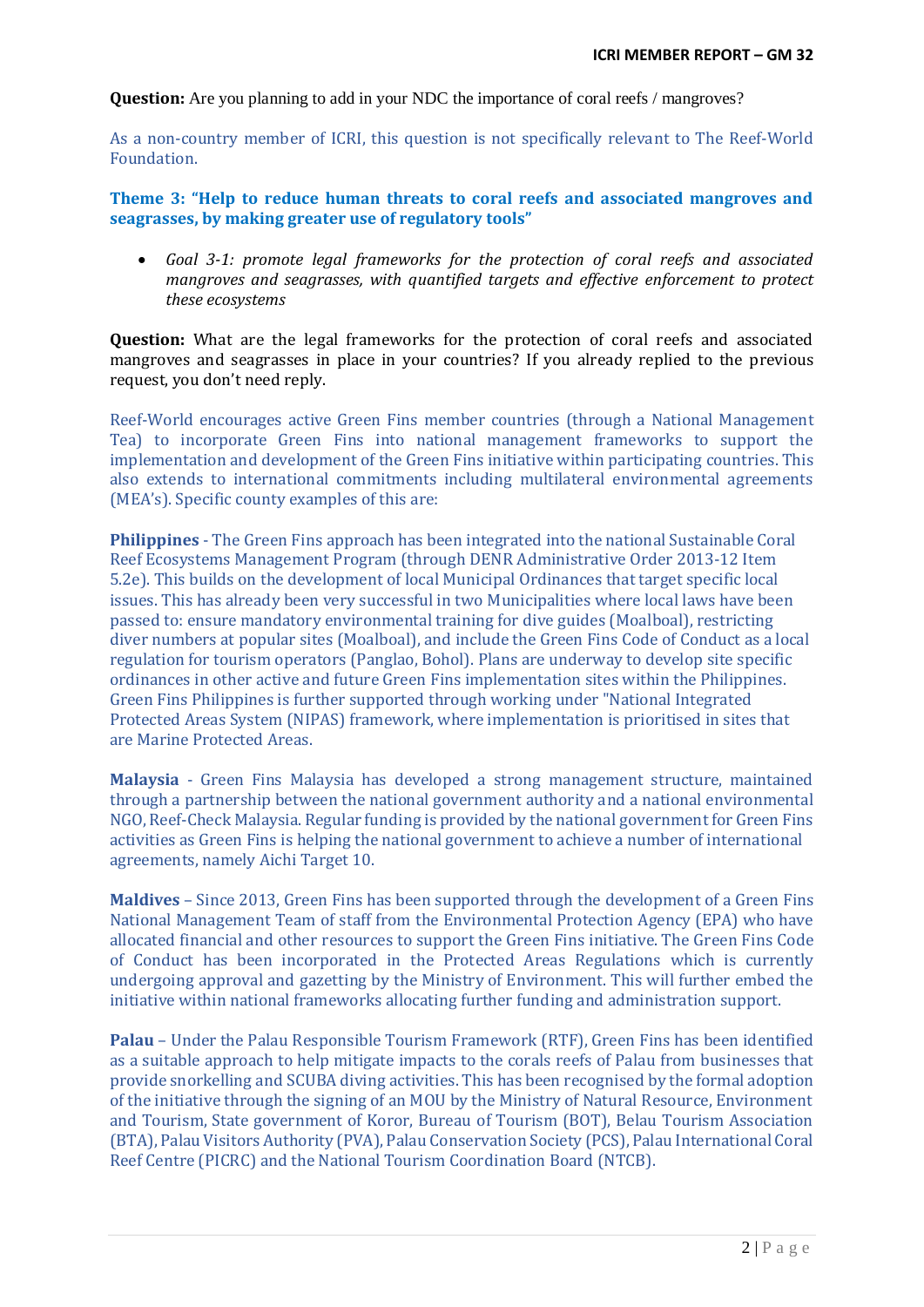**Question:** Are you planning to add in your NDC the importance of coral reefs / mangroves?

As a non-country member of ICRI, this question is not specifically relevant to The Reef-World Foundation.

**Theme 3: "Help to reduce human threats to coral reefs and associated mangroves and seagrasses, by making greater use of regulatory tools"**

- *Goal 3-1: promote legal frameworks for the protection of coral reefs and associated mangroves and seagrasses, with quantified targets and effective enforcement to protect these ecosystems*

**Question:** What are the legal frameworks for the protection of coral reefs and associated mangroves and seagrasses in place in your countries? If you already replied to the previous request, you don't need reply.

Reef-World encourages active Green Fins member countries (through a National Management Tea) to incorporate Green Fins into national management frameworks to support the implementation and development of the Green Fins initiative within participating countries. This also extends to international commitments including multilateral environmental agreements (MEA's). Specific county examples of this are:

**Philippines** - The Green Fins approach has been integrated into the national Sustainable Coral Reef Ecosystems Management Program (through DENR Administrative Order 2013-12 Item 5.2e). This builds on the development of local Municipal Ordinances that target specific local issues. This has already been very successful in two Municipalities where local laws have been passed to: ensure mandatory environmental training for dive guides (Moalboal), restricting diver numbers at popular sites (Moalboal), and include the Green Fins Code of Conduct as a local regulation for tourism operators (Panglao, Bohol). Plans are underway to develop site specific ordinances in other active and future Green Fins implementation sites within the Philippines. Green Fins Philippines is further supported through working under "National Integrated Protected Areas System (NIPAS) framework, where implementation is prioritised in sites that are Marine Protected Areas.

**Malaysia** - Green Fins Malaysia has developed a strong management structure, maintained through a partnership between the national government authority and a national environmental NGO, Reef-Check Malaysia. Regular funding is provided by the national government for Green Fins activities as Green Fins is helping the national government to achieve a number of international agreements, namely Aichi Target 10.

**Maldives** – Since 2013, Green Fins has been supported through the development of a Green Fins National Management Team of staff from the Environmental Protection Agency (EPA) who have allocated financial and other resources to support the Green Fins initiative. The Green Fins Code of Conduct has been incorporated in the Protected Areas Regulations which is currently undergoing approval and gazetting by the Ministry of Environment. This will further embed the initiative within national frameworks allocating further funding and administration support.

**Palau** – Under the Palau Responsible Tourism Framework (RTF), Green Fins has been identified as a suitable approach to help mitigate impacts to the corals reefs of Palau from businesses that provide snorkelling and SCUBA diving activities. This has been recognised by the formal adoption of the initiative through the signing of an MOU by the Ministry of Natural Resource, Environment and Tourism, State government of Koror, Bureau of Tourism (BOT), Belau Tourism Association (BTA), Palau Visitors Authority (PVA), Palau Conservation Society (PCS), Palau International Coral Reef Centre (PICRC) and the National Tourism Coordination Board (NTCB).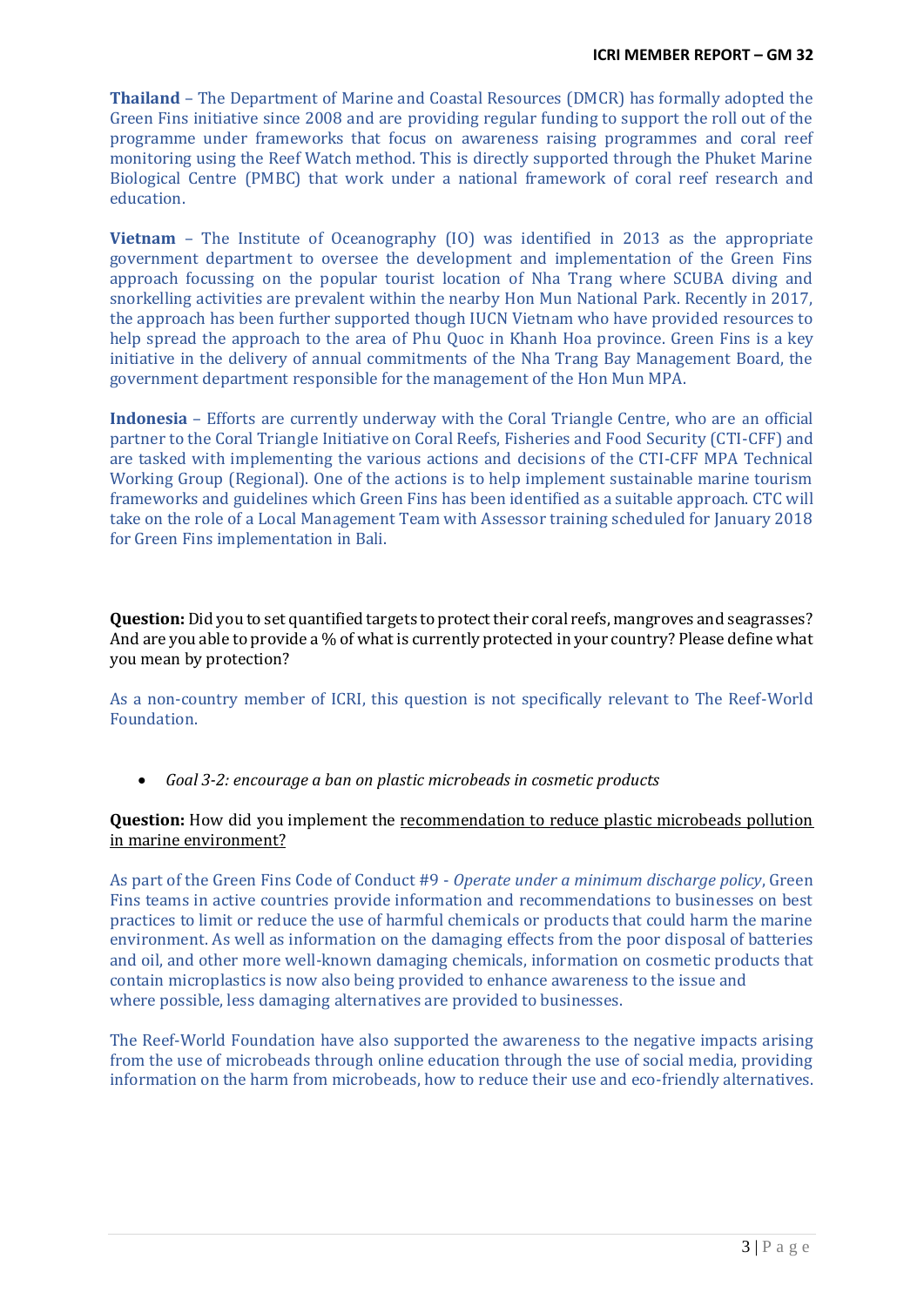**Thailand** – The Department of Marine and Coastal Resources (DMCR) has formally adopted the Green Fins initiative since 2008 and are providing regular funding to support the roll out of the programme under frameworks that focus on awareness raising programmes and coral reef monitoring using the Reef Watch method. This is directly supported through the Phuket Marine Biological Centre (PMBC) that work under a national framework of coral reef research and education.

**Vietnam** – The Institute of Oceanography (IO) was identified in 2013 as the appropriate government department to oversee the development and implementation of the Green Fins approach focussing on the popular tourist location of Nha Trang where SCUBA diving and snorkelling activities are prevalent within the nearby Hon Mun National Park. Recently in 2017, the approach has been further supported though IUCN Vietnam who have provided resources to help spread the approach to the area of Phu Quoc in Khanh Hoa province. Green Fins is a key initiative in the delivery of annual commitments of the Nha Trang Bay Management Board, the government department responsible for the management of the Hon Mun MPA.

**Indonesia** – Efforts are currently underway with the Coral Triangle Centre, who are an official partner to the Coral Triangle Initiative on Coral Reefs, Fisheries and Food Security (CTI-CFF) and are tasked with implementing the various actions and decisions of the CTI-CFF MPA Technical Working Group (Regional). One of the actions is to help implement sustainable marine tourism frameworks and guidelines which Green Fins has been identified as a suitable approach. CTC will take on the role of a Local Management Team with Assessor training scheduled for January 2018 for Green Fins implementation in Bali.

**Question:** Did you to set quantified targets to protect their coral reefs, mangroves and seagrasses? And are you able to provide a % of what is currently protected in your country? Please define what you mean by protection?

As a non-country member of ICRI, this question is not specifically relevant to The Reef-World Foundation.

- *Goal 3-2: encourage a ban on plastic microbeads in cosmetic products*

**Question:** How did you implement the recommendation to reduce plastic microbeads pollution in marine environment?

As part of the Green Fins Code of Conduct #9 - *Operate under a minimum discharge policy*, Green Fins teams in active countries provide information and recommendations to businesses on best practices to limit or reduce the use of harmful chemicals or products that could harm the marine environment. As well as information on the damaging effects from the poor disposal of batteries and oil, and other more well-known damaging chemicals, information on cosmetic products that contain microplastics is now also being provided to enhance awareness to the issue and where possible, less damaging alternatives are provided to businesses.

The Reef-World Foundation have also supported the awareness to the negative impacts arising from the use of microbeads through online education through the use of social media, providing information on the harm from microbeads, how to reduce their use and eco-friendly alternatives.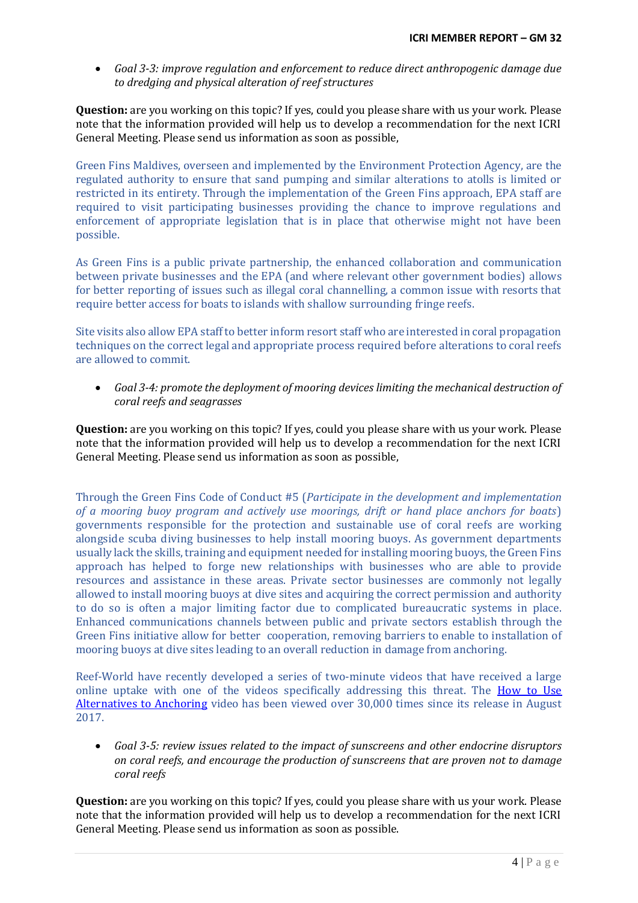- *Goal 3-3: improve regulation and enforcement to reduce direct anthropogenic damage due to dredging and physical alteration of reef structures*

**Question:** are you working on this topic? If yes, could you please share with us your work. Please note that the information provided will help us to develop a recommendation for the next ICRI General Meeting. Please send us information as soon as possible,

Green Fins Maldives, overseen and implemented by the Environment Protection Agency, are the regulated authority to ensure that sand pumping and similar alterations to atolls is limited or restricted in its entirety. Through the implementation of the Green Fins approach, EPA staff are required to visit participating businesses providing the chance to improve regulations and enforcement of appropriate legislation that is in place that otherwise might not have been possible.

As Green Fins is a public private partnership, the enhanced collaboration and communication between private businesses and the EPA (and where relevant other government bodies) allows for better reporting of issues such as illegal coral channelling, a common issue with resorts that require better access for boats to islands with shallow surrounding fringe reefs.

Site visits also allow EPA staff to better inform resort staff who are interested in coral propagation techniques on the correct legal and appropriate process required before alterations to coral reefs are allowed to commit.

- *Goal 3-4: promote the deployment of mooring devices limiting the mechanical destruction of coral reefs and seagrasses*

**Question:** are you working on this topic? If yes, could you please share with us your work. Please note that the information provided will help us to develop a recommendation for the next ICRI General Meeting. Please send us information as soon as possible,

Through the Green Fins Code of Conduct #5 (*Participate in the development and implementation of a mooring buoy program and actively use moorings, drift or hand place anchors for boats*) governments responsible for the protection and sustainable use of coral reefs are working alongside scuba diving businesses to help install mooring buoys. As government departments usually lack the skills, training and equipment needed for installing mooring buoys, the Green Fins approach has helped to forge new relationships with businesses who are able to provide resources and assistance in these areas. Private sector businesses are commonly not legally allowed to install mooring buoys at dive sites and acquiring the correct permission and authority to do so is often a major limiting factor due to complicated bureaucratic systems in place. Enhanced communications channels between public and private sectors establish through the Green Fins initiative allow for better cooperation, removing barriers to enable to installation of mooring buoys at dive sites leading to an overall reduction in damage from anchoring.

Reef-World have recently developed a series of two-minute videos that have received a large online uptake with one of the videos specifically addressing this threat. The [How to Use Alternatives to Anchoring]() video has been viewed over 30,000 times since its release in August 2017.

- *Goal 3-5: review issues related to the impact of sunscreens and other endocrine disruptors on coral reefs, and encourage the production of sunscreens that are proven not to damage coral reefs*

**Question:** are you working on this topic? If yes, could you please share with us your work. Please note that the information provided will help us to develop a recommendation for the next ICRI General Meeting. Please send us information as soon as possible.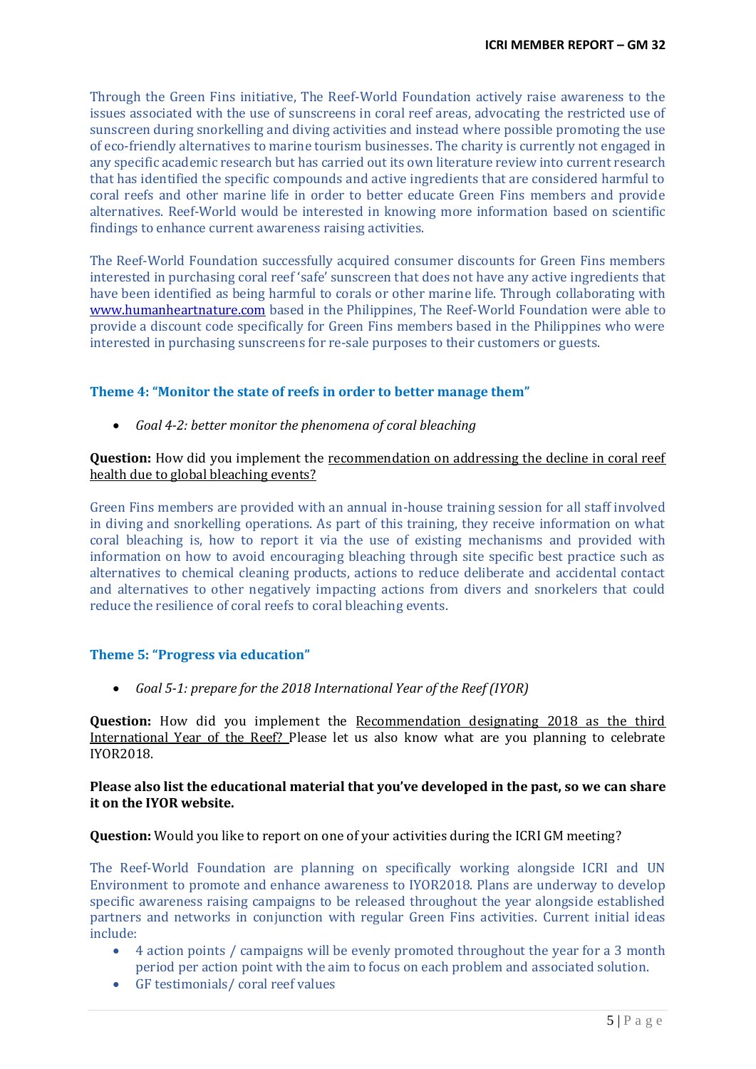Through the Green Fins initiative, The Reef-World Foundation actively raise awareness to the issues associated with the use of sunscreens in coral reef areas, advocating the restricted use of sunscreen during snorkelling and diving activities and instead where possible promoting the use of eco-friendly alternatives to marine tourism businesses. The charity is currently not engaged in any specific academic research but has carried out its own literature review into current research that has identified the specific compounds and active ingredients that are considered harmful to coral reefs and other marine life in order to better educate Green Fins members and provide alternatives. Reef-World would be interested in knowing more information based on scientific findings to enhance current awareness raising activities.

The Reef-World Foundation successfully acquired consumer discounts for Green Fins members interested in purchasing coral reef 'safe' sunscreen that does not have any active ingredients that have been identified as being harmful to corals or other marine life. Through collaborating with www.humanheartnature.com based in the Philippines, The Reef-World Foundation were able to provide a discount code specifically for Green Fins members based in the Philippines who were interested in purchasing sunscreens for re-sale purposes to their customers or guests.

### Theme 4: "Monitor the state of reefs in order to better manage them"

- *Goal 4-2: better monitor the phenomena of coral bleaching*

**Question:** How did you implement the recommendation on addressing the decline in coral reef health due to global bleaching events?

Green Fins members are provided with an annual in-house training session for all staff involved in diving and snorkelling operations. As part of this training, they receive information on what coral bleaching is, how to report it via the use of existing mechanisms and provided with information on how to avoid encouraging bleaching through site specific best practice such as alternatives to chemical cleaning products, actions to reduce deliberate and accidental contact and alternatives to other negatively impacting actions from divers and snorkelers that could reduce the resilience of coral reefs to coral bleaching events.

### Theme 5: "Progress via education"

- *Goal 5-1: prepare for the 2018 International Year of the Reef (IYOR)*

**Question:** How did you implement the Recommendation designating 2018 as the third International Year of the Reef? Please let us also know what are you planning to celebrate IYOR2018.

**Please also list the educational material that you've developed in the past, so we can share it on the IYOR website.**

**Question:** Would you like to report on one of your activities during the ICRI GM meeting?

The Reef-World Foundation are planning on specifically working alongside ICRI and UN Environment to promote and enhance awareness to IYOR2018. Plans are underway to develop specific awareness raising campaigns to be released throughout the year alongside established partners and networks in conjunction with regular Green Fins activities. Current initial ideas include:

- 4 action points / campaigns will be evenly promoted throughout the year for a 3 month period per action point with the aim to focus on each problem and associated solution.
- GF testimonials/ coral reef values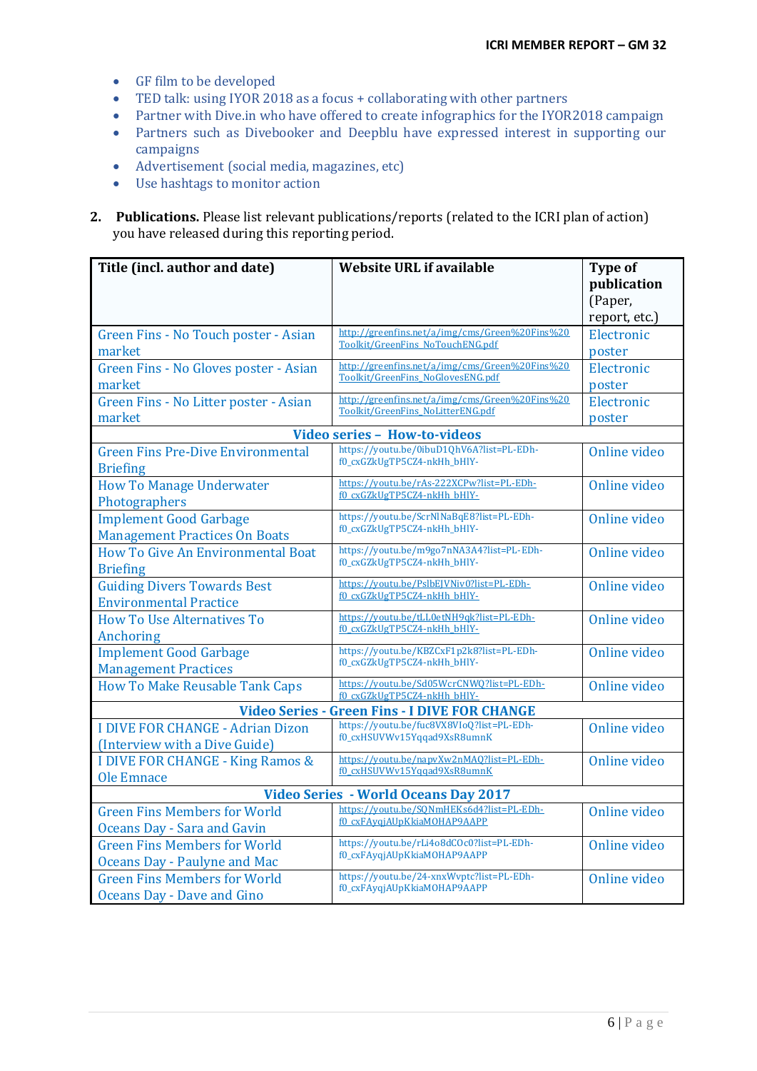- GF film to be developed
- TED talk: using IYOR 2018 as a focus + collaborating with other partners
- Partner with Dive.in who have offered to create infographics for the IYOR2018 campaign
- Partners such as Divebooker and Deepblu have expressed interest in supporting our campaigns
- Advertisement (social media, magazines, etc)
- Use hashtags to monitor action

2. **Publications.** Please list relevant publications/reports (related to the ICRI plan of action) you have released during this reporting period.

| Title (incl. author and date) | Website URL if available | Type of publication (Paper, report, etc.) |
|---|---|---|
| Green Fins - No Touch poster - Asian market | http://greenfins.net/a/img/cms/Green%20Fins%20 Toolkit/GreenFins_NoTouchENG.pdf | Electronic poster |
| Green Fins - No Gloves poster - Asian market | http://greenfins.net/a/img/cms/Green%20Fins%20 Toolkit/GreenFins_NoGlovesENG.pdf | Electronic poster |
| Green Fins - No Litter poster - Asian market | http://greenfins.net/a/img/cms/Green%20Fins%20 Toolkit/GreenFins_NoLitterENG.pdf | Electronic poster |
| **Video series – How-to-videos** | | |
| Green Fins Pre-Dive Environmental Briefing | https://youtu.be/0ibuD1QhV6A?list=PL-EDh-f0_cxGZkUgTP5CZ4-nkHh_bHIY- | Online video |
| How To Manage Underwater Photographers | https://youtu.be/rAs-222XCPw?list=PL-EDh-f0_cxGZkUgTP5CZ4-nkHh_bHIY- | Online video |
| Implement Good Garbage Management Practices On Boats | https://youtu.be/ScrNlNaBqE8?list=PL-EDh-f0_cxGZkUgTP5CZ4-nkHh_bHIY- | Online video |
| How To Give An Environmental Boat Briefing | https://youtu.be/m9go7nNA3A4?list=PL-EDh-f0_cxGZkUgTP5CZ4-nkHh_bHIY- | Online video |
| Guiding Divers Towards Best Environmental Practice | https://youtu.be/PslbEJVNiv0?list=PL-EDh-f0_cxGZkUgTP5CZ4-nkHh_bHIY- | Online video |
| How To Use Alternatives To Anchoring | https://youtu.be/tLL0etNH9qk?list=PL-EDh-f0_cxGZkUgTP5CZ4-nkHh_bHIY- | Online video |
| Implement Good Garbage Management Practices | https://youtu.be/KBZCxF1p2k8?list=PL-EDh-f0_cxGZkUgTP5CZ4-nkHh_bHIY- | Online video |
| How To Make Reusable Tank Caps | https://youtu.be/Sd05WcrCNWQ?list=PL-EDh-f0_cxGZkUgTP5CZ4-nkHh_bHIY- | Online video |
| **Video Series - Green Fins - I DIVE FOR CHANGE** | | |
| I DIVE FOR CHANGE - Adrian Dizon (Interview with a Dive Guide) | https://youtu.be/fuc8VX8VIoQ?list=PL-EDh-f0_cxHSUVWv15Yqqad9XsR8umnK | Online video |
| I DIVE FOR CHANGE - King Ramos & Ole Emnace | https://youtu.be/napvXw2nMAQ?list=PL-EDh-f0_cxHSUVWv15Yqqad9XsR8umnK | Online video |
| **Video Series - World Oceans Day 2017** | | |
| Green Fins Members for World Oceans Day - Sara and Gavin | https://youtu.be/SQNmHEKs6d4?list=PL-EDh-f0_cxFAyqjAUpKkiaMOHAP9AAPP | Online video |
| Green Fins Members for World Oceans Day - Paulyne and Mac | https://youtu.be/rLi4o8dCOc0?list=PL-EDh-f0_cxFAyqjAUpKkiaMOHAP9AAPP | Online video |
| Green Fins Members for World Oceans Day - Dave and Gino | https://youtu.be/24-xnxWvptc?list=PL-EDh-f0_cxFAyqjAUpKkiaMOHAP9AAPP | Online video |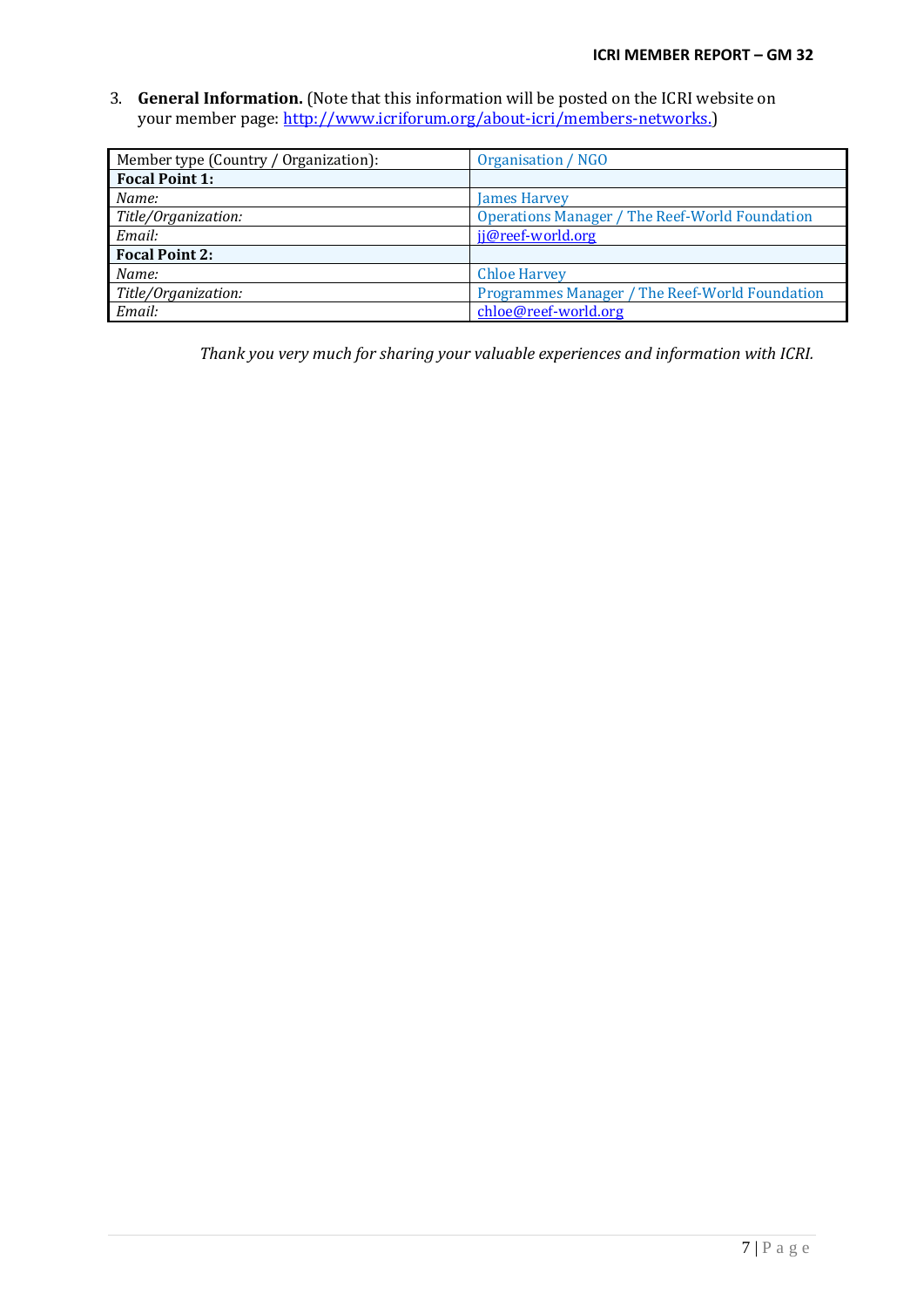3. **General Information.** (Note that this information will be posted on the ICRI website on your member page: http://www.icriforum.org/about-icri/members-networks.)

| | |
|---|---|
| Member type (Country / Organization): | Organisation / NGO |
| **Focal Point 1:** | |
| *Name:* | James Harvey |
| *Title/Organization:* | Operations Manager / The Reef-World Foundation |
| *Email:* | jj@reef-world.org |
| **Focal Point 2:** | |
| *Name:* | Chloe Harvey |
| *Title/Organization:* | Programmes Manager / The Reef-World Foundation |
| *Email:* | chloe@reef-world.org |

*Thank you very much for sharing your valuable experiences and information with ICRI.*